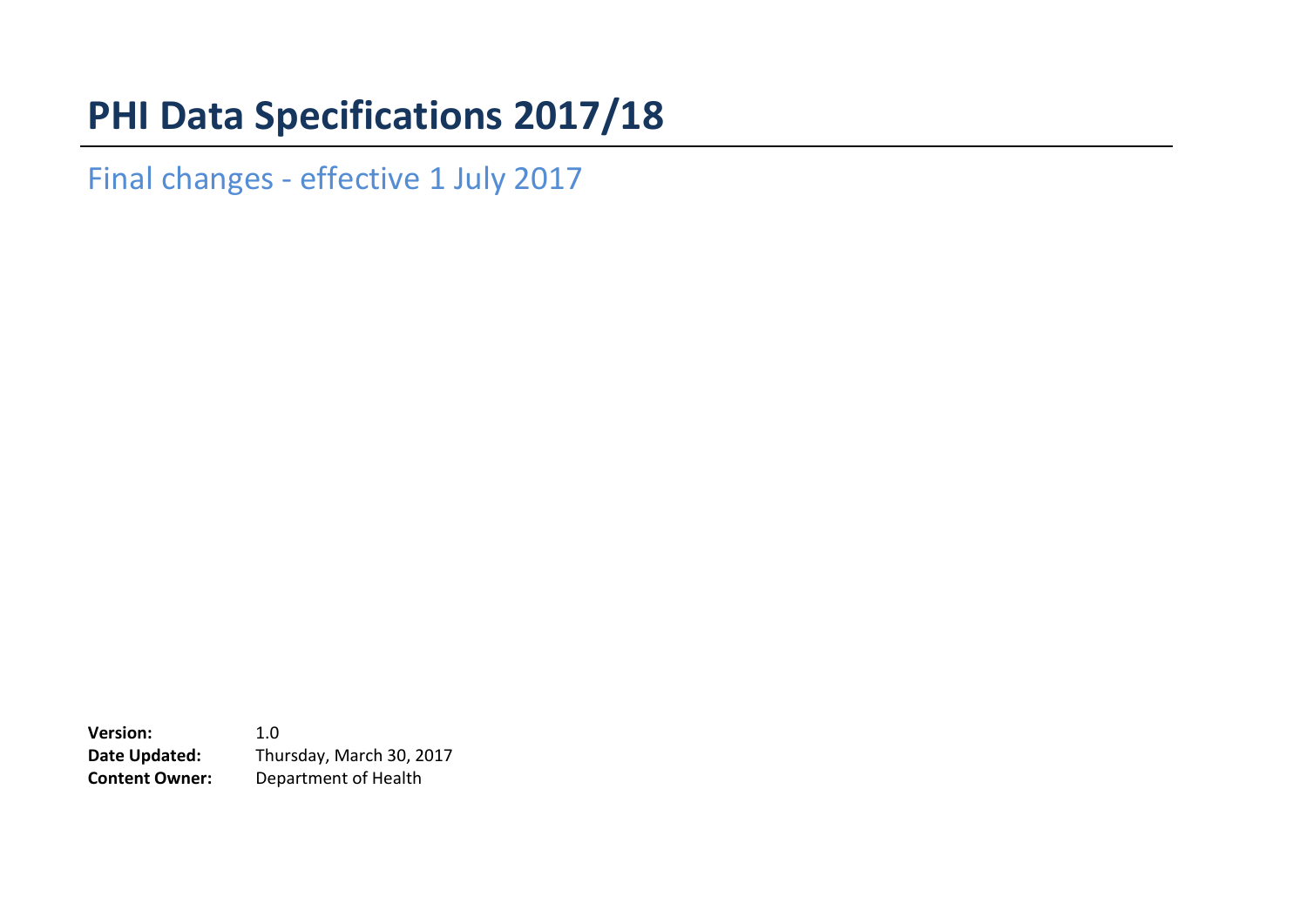# PHI Data Specifications 2017/18

## Final changes - effective 1 July 2017

**Version:** 1.0
**Date Updated:** Thursday, March 30, 2017
**Content Owner:** Department of Health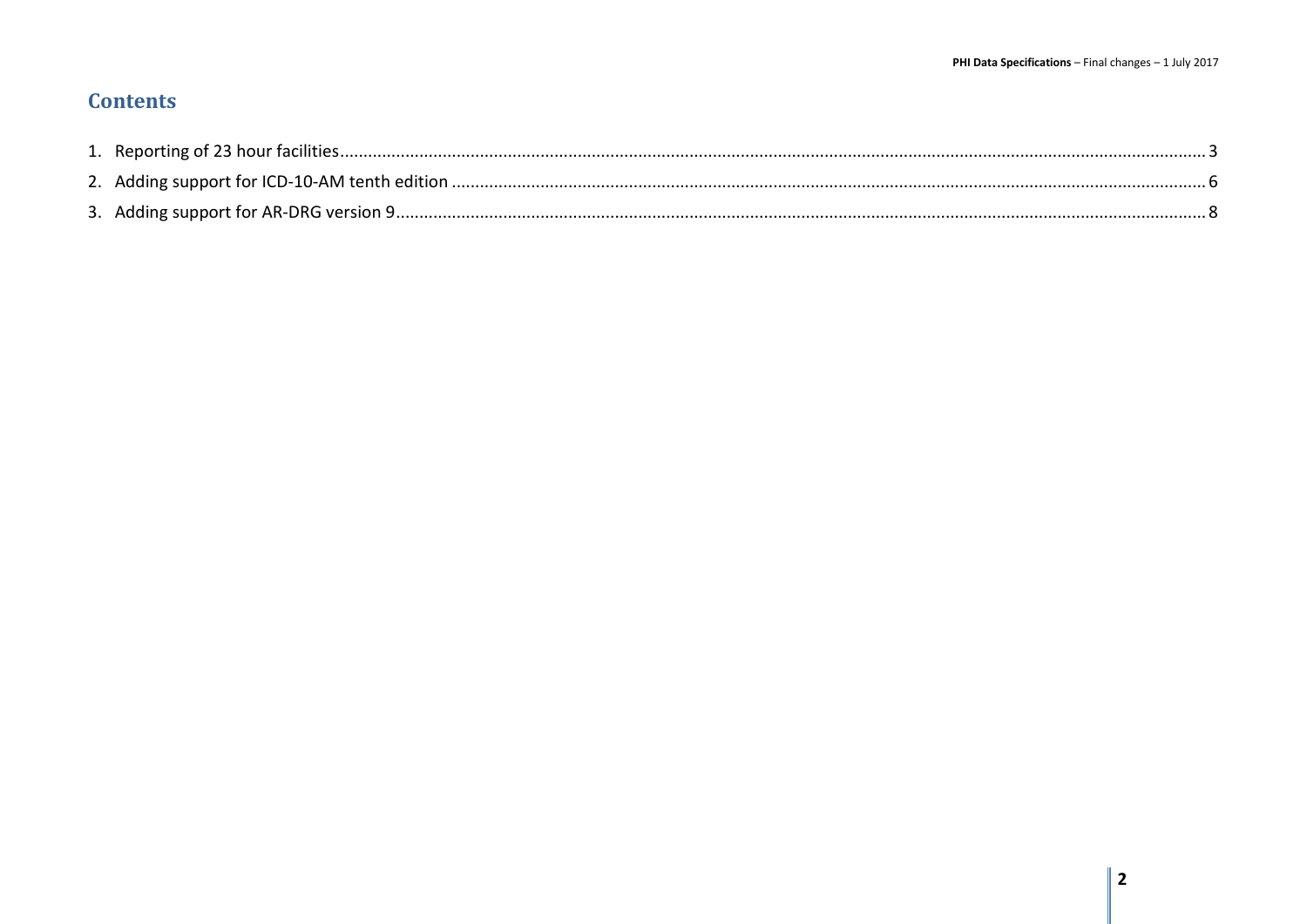# Contents

1. Reporting of 23 hour facilities........................................................................................................................................................................ 3
2. Adding support for ICD-10-AM tenth edition ............................................................................................................................................... 6
3. Adding support for AR-DRG version 9.......................................................................................................................................................... 8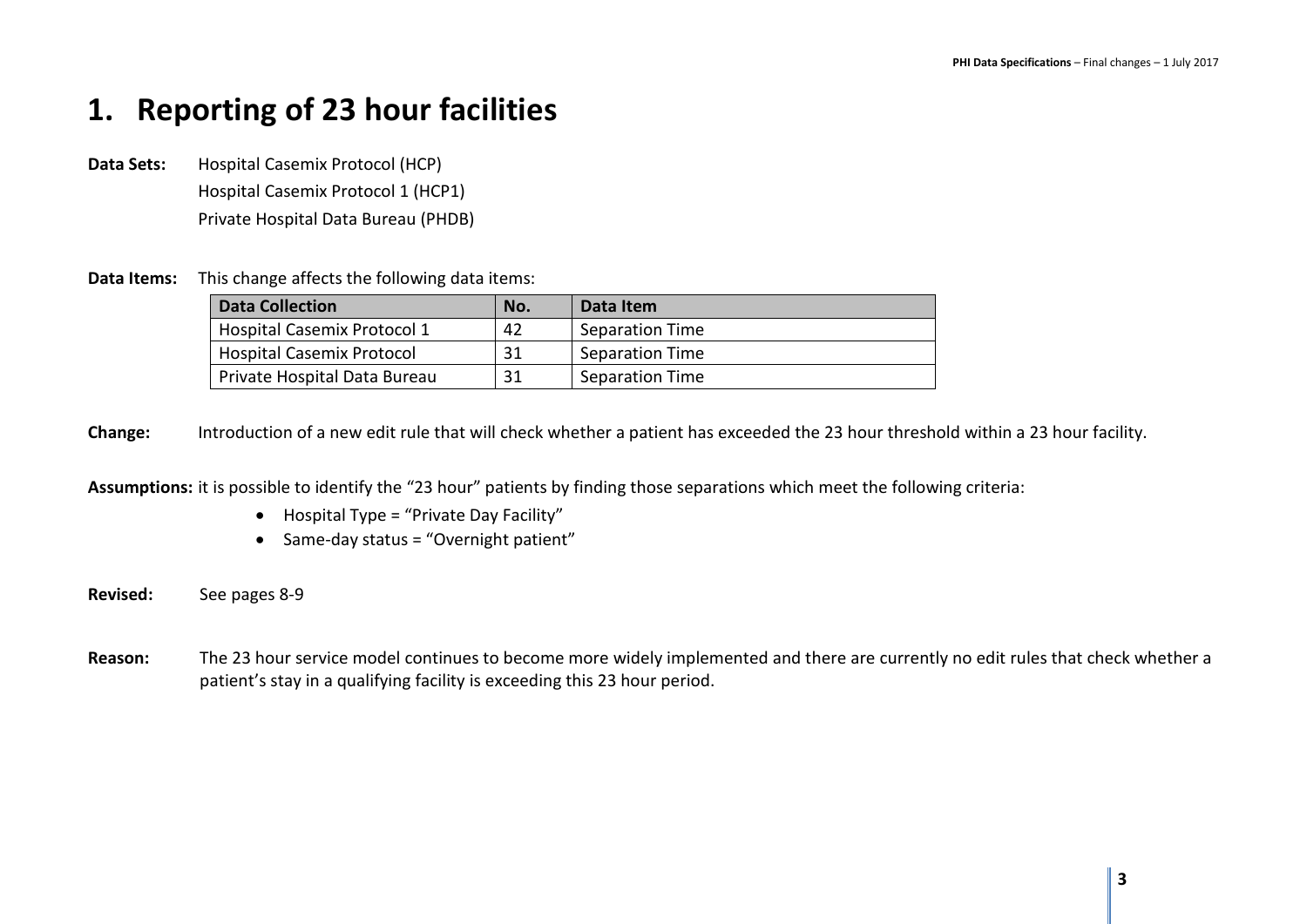# 1. Reporting of 23 hour facilities

**Data Sets:** Hospital Casemix Protocol (HCP)
Hospital Casemix Protocol 1 (HCP1)
Private Hospital Data Bureau (PHDB)

**Data Items:** This change affects the following data items:

| Data Collection | No. | Data Item |
|---|---|---|
| Hospital Casemix Protocol 1 | 42 | Separation Time |
| Hospital Casemix Protocol | 31 | Separation Time |
| Private Hospital Data Bureau | 31 | Separation Time |

**Change:** Introduction of a new edit rule that will check whether a patient has exceeded the 23 hour threshold within a 23 hour facility.

**Assumptions:** it is possible to identify the "23 hour" patients by finding those separations which meet the following criteria:

- Hospital Type = "Private Day Facility"
- Same-day status = "Overnight patient"

**Revised:** See pages 8-9

**Reason:** The 23 hour service model continues to become more widely implemented and there are currently no edit rules that check whether a patient's stay in a qualifying facility is exceeding this 23 hour period.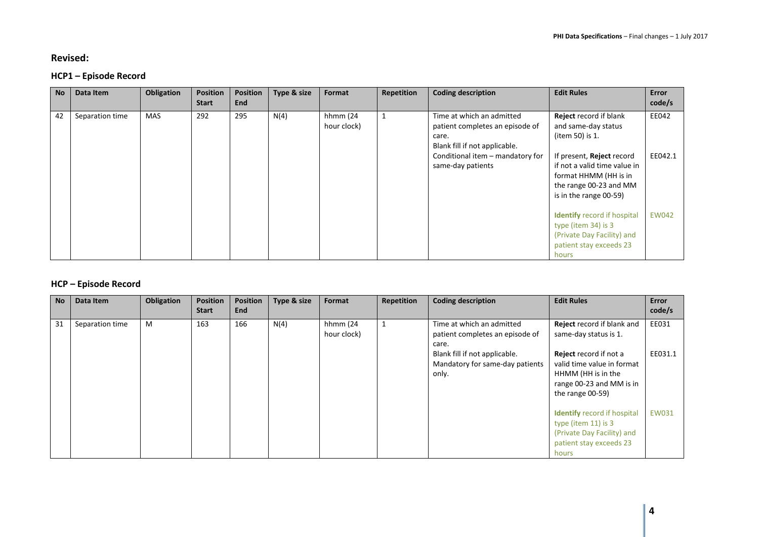## Revised:

### HCP1 – Episode Record

| No | Data Item | Obligation | Position Start | Position End | Type & size | Format | Repetition | Coding description | Edit Rules | Error code/s |
|---|---|---|---|---|---|---|---|---|---|---|
| 42 | Separation time | MAS | 292 | 295 | N(4) | hhmm (24 hour clock) | 1 | Time at which an admitted patient completes an episode of care.<br>Blank fill if not applicable.<br>Conditional item – mandatory for same-day patients | **Reject** record if blank and same-day status (item 50) is 1.<br><br>If present, **Reject** record if not a valid time value in format HHMM (HH is in the range 00-23 and MM is in the range 00-59)<br><br>**Identify** record if hospital type (item 34) is 3 (Private Day Facility) and patient stay exceeds 23 hours | EE042<br><br>EE042.1<br><br>EW042 |

### HCP – Episode Record

| No | Data Item | Obligation | Position Start | Position End | Type & size | Format | Repetition | Coding description | Edit Rules | Error code/s |
|---|---|---|---|---|---|---|---|---|---|---|
| 31 | Separation time | M | 163 | 166 | N(4) | hhmm (24 hour clock) | 1 | Time at which an admitted patient completes an episode of care.<br>Blank fill if not applicable.<br>Mandatory for same-day patients only. | **Reject** record if blank and same-day status is 1.<br><br>**Reject** record if not a valid time value in format HHMM (HH is in the range 00-23 and MM is in the range 00-59)<br><br>**Identify** record if hospital type (item 11) is 3 (Private Day Facility) and patient stay exceeds 23 hours | EE031<br><br>EE031.1<br><br>EW031 |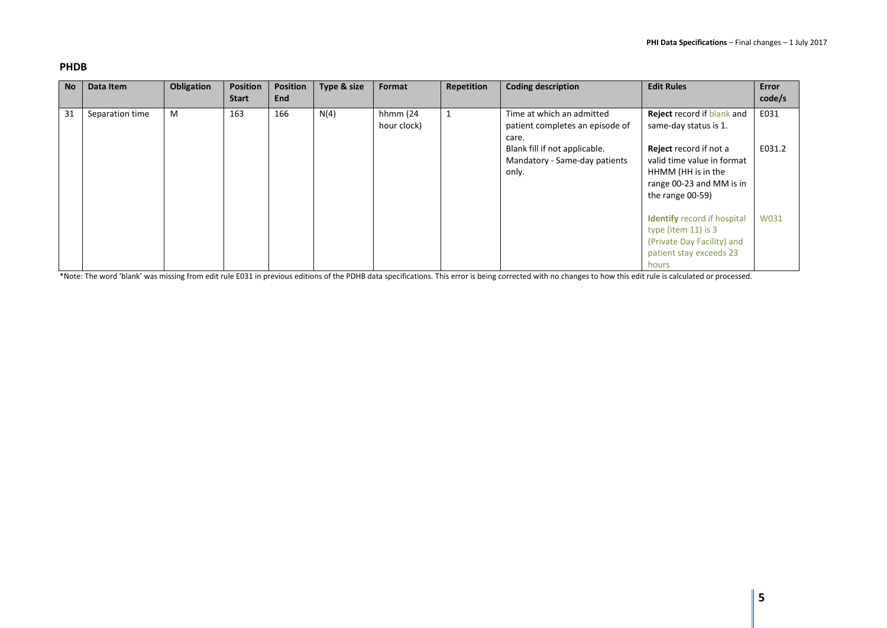## PHDB

| No | Data Item | Obligation | Position Start | Position End | Type & size | Format | Repetition | Coding description | Edit Rules | Error code/s |
|---|---|---|---|---|---|---|---|---|---|---|
| 31 | Separation time | M | 163 | 166 | N(4) | hhmm (24 hour clock) | 1 | Time at which an admitted patient completes an episode of care. | **Reject** record if blank and same-day status is 1. | E031 |
| | | | | | | | | Blank fill if not applicable. Mandatory - Same-day patients only. | **Reject** record if not a valid time value in format HHMM (HH is in the range 00-23 and MM is in the range 00-59) | E031.2 |
| | | | | | | | | | **Identify** record if hospital type (item 11) is 3 (Private Day Facility) and patient stay exceeds 23 hours | W031 |

*Note: The word 'blank' was missing from edit rule E031 in previous editions of the PDHB data specifications. This error is being corrected with no changes to how this edit rule is calculated or processed.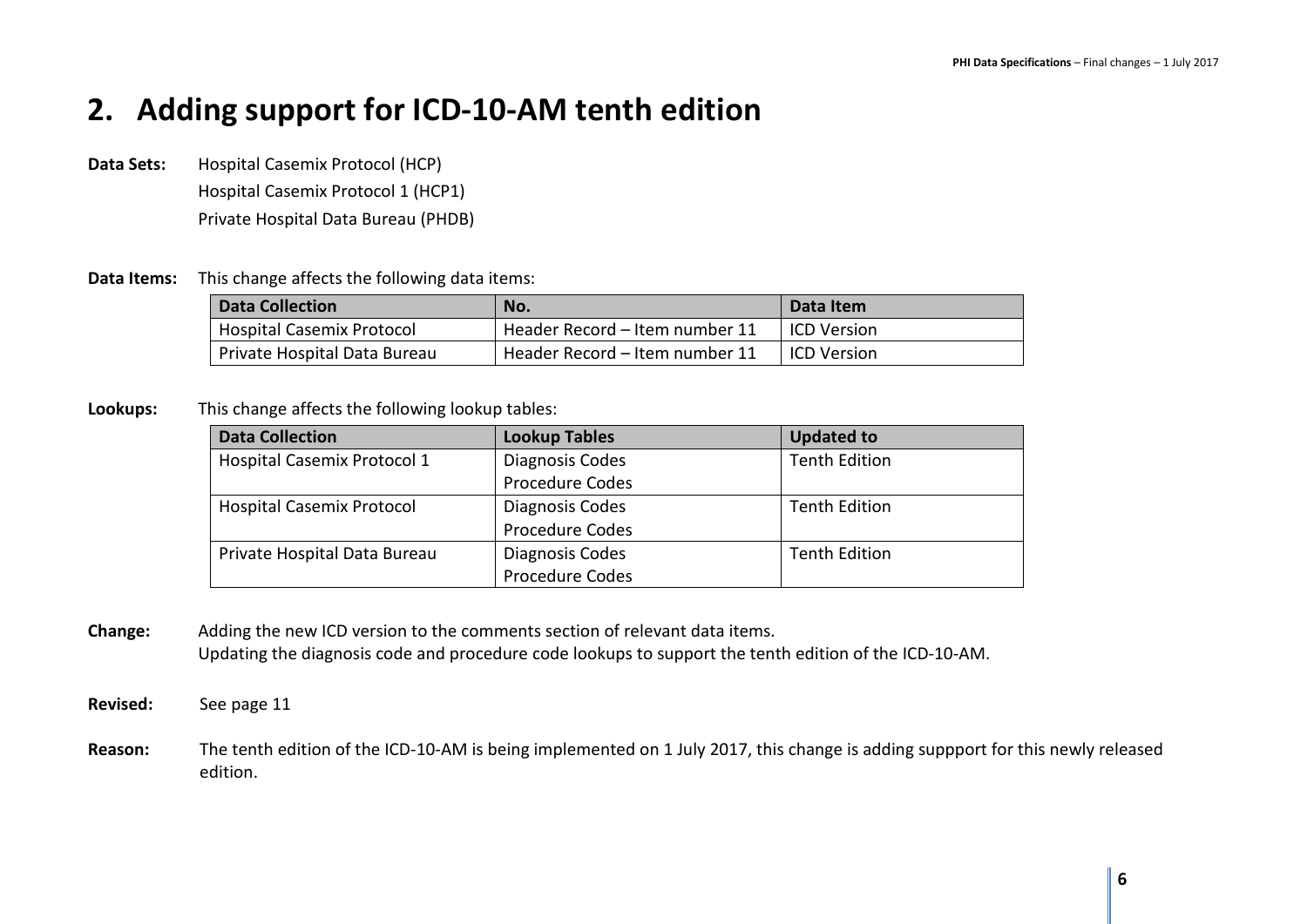# 2. Adding support for ICD-10-AM tenth edition

**Data Sets:** Hospital Casemix Protocol (HCP)
Hospital Casemix Protocol 1 (HCP1)
Private Hospital Data Bureau (PHDB)

**Data Items:** This change affects the following data items:

| Data Collection | No. | Data Item |
|---|---|---|
| Hospital Casemix Protocol | Header Record – Item number 11 | ICD Version |
| Private Hospital Data Bureau | Header Record – Item number 11 | ICD Version |

**Lookups:** This change affects the following lookup tables:

| Data Collection | Lookup Tables | Updated to |
|---|---|---|
| Hospital Casemix Protocol 1 | Diagnosis Codes<br>Procedure Codes | Tenth Edition |
| Hospital Casemix Protocol | Diagnosis Codes<br>Procedure Codes | Tenth Edition |
| Private Hospital Data Bureau | Diagnosis Codes<br>Procedure Codes | Tenth Edition |

**Change:** Adding the new ICD version to the comments section of relevant data items.
Updating the diagnosis code and procedure code lookups to support the tenth edition of the ICD-10-AM.

**Revised:** See page 11

**Reason:** The tenth edition of the ICD-10-AM is being implemented on 1 July 2017, this change is adding suppport for this newly released edition.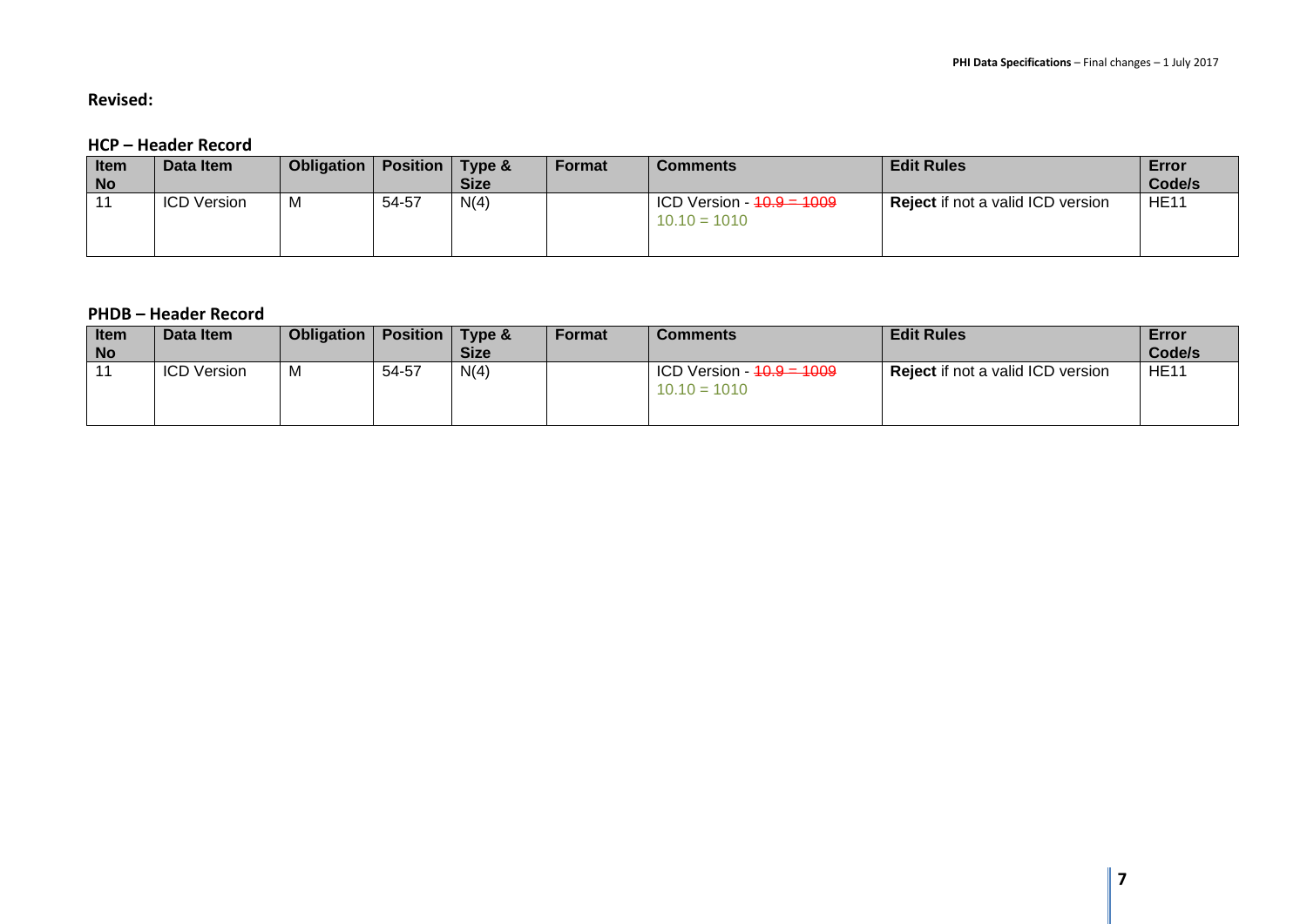**Revised:**

### HCP – Header Record

| Item No | Data Item | Obligation | Position | Type & Size | Format | Comments | Edit Rules | Error Code/s |
|---|---|---|---|---|---|---|---|---|
| 11 | ICD Version | M | 54-57 | N(4) | | ICD Version - ~~10.9 = 1009~~ 10.10 = 1010 | **Reject** if not a valid ICD version | HE11 |

### PHDB – Header Record

| Item No | Data Item | Obligation | Position | Type & Size | Format | Comments | Edit Rules | Error Code/s |
|---|---|---|---|---|---|---|---|---|
| 11 | ICD Version | M | 54-57 | N(4) | | ICD Version - ~~10.9 = 1009~~ 10.10 = 1010 | **Reject** if not a valid ICD version | HE11 |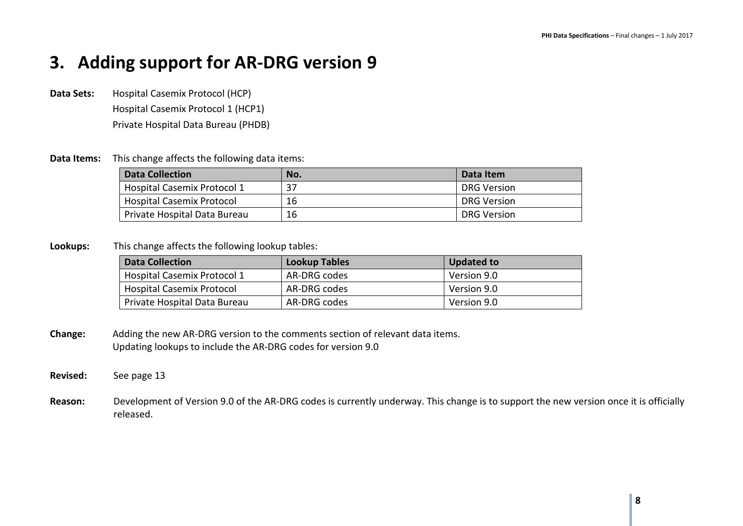# 3. Adding support for AR-DRG version 9

**Data Sets:** Hospital Casemix Protocol (HCP)
Hospital Casemix Protocol 1 (HCP1)
Private Hospital Data Bureau (PHDB)

**Data Items:** This change affects the following data items:

| Data Collection | No. | Data Item |
|---|---|---|
| Hospital Casemix Protocol 1 | 37 | DRG Version |
| Hospital Casemix Protocol | 16 | DRG Version |
| Private Hospital Data Bureau | 16 | DRG Version |

**Lookups:** This change affects the following lookup tables:

| Data Collection | Lookup Tables | Updated to |
|---|---|---|
| Hospital Casemix Protocol 1 | AR-DRG codes | Version 9.0 |
| Hospital Casemix Protocol | AR-DRG codes | Version 9.0 |
| Private Hospital Data Bureau | AR-DRG codes | Version 9.0 |

**Change:** Adding the new AR-DRG version to the comments section of relevant data items.
Updating lookups to include the AR-DRG codes for version 9.0

**Revised:** See page 13

**Reason:** Development of Version 9.0 of the AR-DRG codes is currently underway. This change is to support the new version once it is officially released.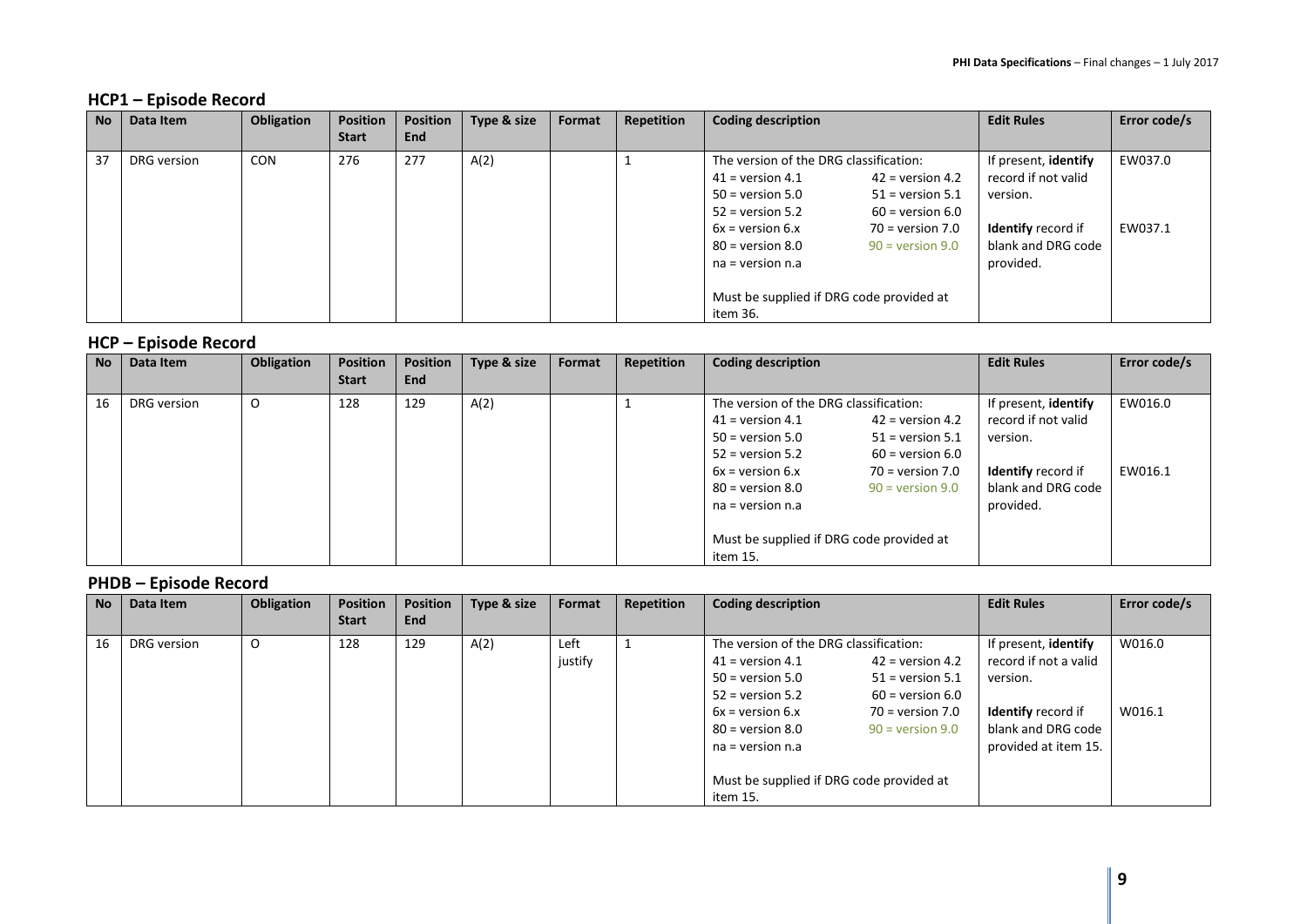## HCP1 – Episode Record

| No | Data Item | Obligation | Position Start | Position End | Type & size | Format | Repetition | Coding description | Edit Rules | Error code/s |
|---|---|---|---|---|---|---|---|---|---|---|
| 37 | DRG version | CON | 276 | 277 | A(2) | | 1 | The version of the DRG classification:<br>41 = version 4.1 42 = version 4.2<br>50 = version 5.0 51 = version 5.1<br>52 = version 5.2 60 = version 6.0<br>6x = version 6.x 70 = version 7.0<br>80 = version 8.0 90 = version 9.0<br>na = version n.a<br><br>Must be supplied if DRG code provided at item 36. | If present, **identify** record if not valid version.<br><br>**Identify** record if blank and DRG code provided. | EW037.0<br><br><br>EW037.1 |

## HCP – Episode Record

| No | Data Item | Obligation | Position Start | Position End | Type & size | Format | Repetition | Coding description | Edit Rules | Error code/s |
|---|---|---|---|---|---|---|---|---|---|---|
| 16 | DRG version | O | 128 | 129 | A(2) | | 1 | The version of the DRG classification:<br>41 = version 4.1 42 = version 4.2<br>50 = version 5.0 51 = version 5.1<br>52 = version 5.2 60 = version 6.0<br>6x = version 6.x 70 = version 7.0<br>80 = version 8.0 90 = version 9.0<br>na = version n.a<br><br>Must be supplied if DRG code provided at item 15. | If present, **identify** record if not valid version.<br><br>**Identify** record if blank and DRG code provided. | EW016.0<br><br><br>EW016.1 |

## PHDB – Episode Record

| No | Data Item | Obligation | Position Start | Position End | Type & size | Format | Repetition | Coding description | Edit Rules | Error code/s |
|---|---|---|---|---|---|---|---|---|---|---|
| 16 | DRG version | O | 128 | 129 | A(2) | Left justify | 1 | The version of the DRG classification:<br>41 = version 4.1 42 = version 4.2<br>50 = version 5.0 51 = version 5.1<br>52 = version 5.2 60 = version 6.0<br>6x = version 6.x 70 = version 7.0<br>80 = version 8.0 90 = version 9.0<br>na = version n.a<br><br>Must be supplied if DRG code provided at item 15. | If present, **identify** record if not a valid version.<br><br>**Identify** record if blank and DRG code provided at item 15. | W016.0<br><br><br>W016.1 |